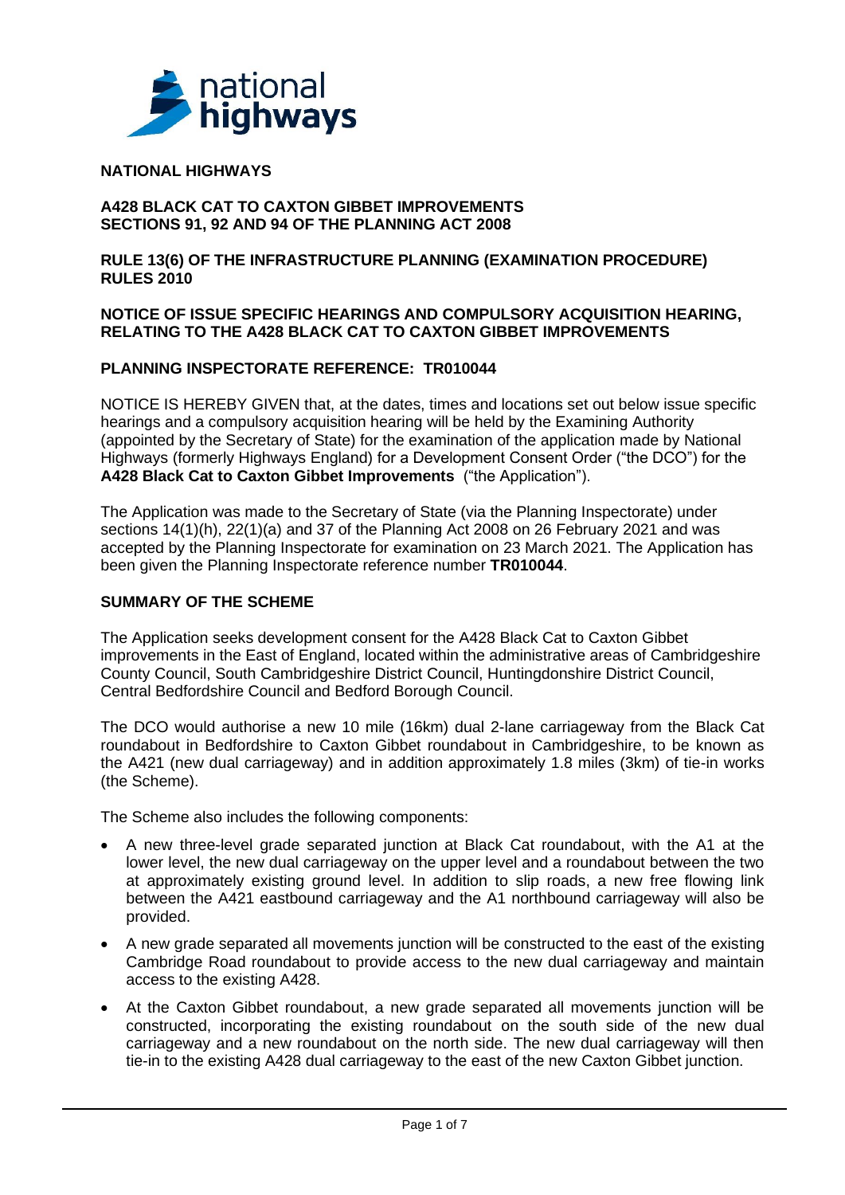**NATIONAL HIGHWAYS**

**A428 BLACK CAT TO CAXTON GIBBET IMPROVEMENTS**
**SECTIONS 91, 92 AND 94 OF THE PLANNING ACT 2008**

**RULE 13(6) OF THE INFRASTRUCTURE PLANNING (EXAMINATION PROCEDURE) RULES 2010**

**NOTICE OF ISSUE SPECIFIC HEARINGS AND COMPULSORY ACQUISITION HEARING, RELATING TO THE A428 BLACK CAT TO CAXTON GIBBET IMPROVEMENTS**

**PLANNING INSPECTORATE REFERENCE: TR010044**

NOTICE IS HEREBY GIVEN that, at the dates, times and locations set out below issue specific hearings and a compulsory acquisition hearing will be held by the Examining Authority (appointed by the Secretary of State) for the examination of the application made by National Highways (formerly Highways England) for a Development Consent Order ("the DCO") for the **A428 Black Cat to Caxton Gibbet Improvements** ("the Application").

The Application was made to the Secretary of State (via the Planning Inspectorate) under sections 14(1)(h), 22(1)(a) and 37 of the Planning Act 2008 on 26 February 2021 and was accepted by the Planning Inspectorate for examination on 23 March 2021. The Application has been given the Planning Inspectorate reference number **TR010044**.

**SUMMARY OF THE SCHEME**

The Application seeks development consent for the A428 Black Cat to Caxton Gibbet improvements in the East of England, located within the administrative areas of Cambridgeshire County Council, South Cambridgeshire District Council, Huntingdonshire District Council, Central Bedfordshire Council and Bedford Borough Council.

The DCO would authorise a new 10 mile (16km) dual 2-lane carriageway from the Black Cat roundabout in Bedfordshire to Caxton Gibbet roundabout in Cambridgeshire, to be known as the A421 (new dual carriageway) and in addition approximately 1.8 miles (3km) of tie-in works (the Scheme).

The Scheme also includes the following components:

- A new three-level grade separated junction at Black Cat roundabout, with the A1 at the lower level, the new dual carriageway on the upper level and a roundabout between the two at approximately existing ground level. In addition to slip roads, a new free flowing link between the A421 eastbound carriageway and the A1 northbound carriageway will also be provided.
- A new grade separated all movements junction will be constructed to the east of the existing Cambridge Road roundabout to provide access to the new dual carriageway and maintain access to the existing A428.
- At the Caxton Gibbet roundabout, a new grade separated all movements junction will be constructed, incorporating the existing roundabout on the south side of the new dual carriageway and a new roundabout on the north side. The new dual carriageway will then tie-in to the existing A428 dual carriageway to the east of the new Caxton Gibbet junction.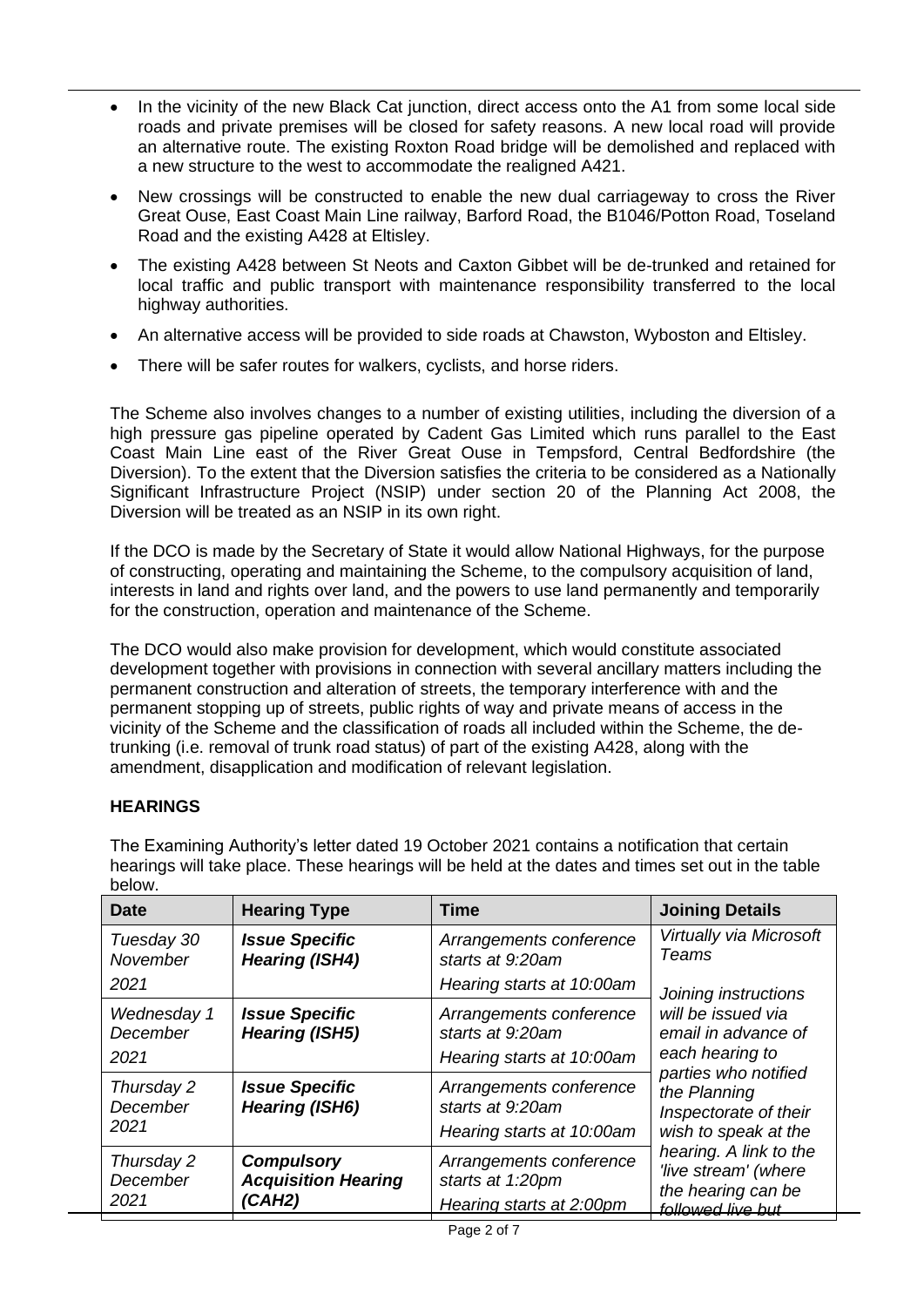- In the vicinity of the new Black Cat junction, direct access onto the A1 from some local side roads and private premises will be closed for safety reasons. A new local road will provide an alternative route. The existing Roxton Road bridge will be demolished and replaced with a new structure to the west to accommodate the realigned A421.
- New crossings will be constructed to enable the new dual carriageway to cross the River Great Ouse, East Coast Main Line railway, Barford Road, the B1046/Potton Road, Toseland Road and the existing A428 at Eltisley.
- The existing A428 between St Neots and Caxton Gibbet will be de-trunked and retained for local traffic and public transport with maintenance responsibility transferred to the local highway authorities.
- An alternative access will be provided to side roads at Chawston, Wyboston and Eltisley.
- There will be safer routes for walkers, cyclists, and horse riders.

The Scheme also involves changes to a number of existing utilities, including the diversion of a high pressure gas pipeline operated by Cadent Gas Limited which runs parallel to the East Coast Main Line east of the River Great Ouse in Tempsford, Central Bedfordshire (the Diversion). To the extent that the Diversion satisfies the criteria to be considered as a Nationally Significant Infrastructure Project (NSIP) under section 20 of the Planning Act 2008, the Diversion will be treated as an NSIP in its own right.

If the DCO is made by the Secretary of State it would allow National Highways, for the purpose of constructing, operating and maintaining the Scheme, to the compulsory acquisition of land, interests in land and rights over land, and the powers to use land permanently and temporarily for the construction, operation and maintenance of the Scheme.

The DCO would also make provision for development, which would constitute associated development together with provisions in connection with several ancillary matters including the permanent construction and alteration of streets, the temporary interference with and the permanent stopping up of streets, public rights of way and private means of access in the vicinity of the Scheme and the classification of roads all included within the Scheme, the de-trunking (i.e. removal of trunk road status) of part of the existing A428, along with the amendment, disapplication and modification of relevant legislation.

**HEARINGS**

The Examining Authority's letter dated 19 October 2021 contains a notification that certain hearings will take place. These hearings will be held at the dates and times set out in the table below.

| Date | Hearing Type | Time | Joining Details |
|---|---|---|---|
| *Tuesday 30 November 2021* | ***Issue Specific Hearing (ISH4)*** | *Arrangements conference starts at 9:20am*<br>*Hearing starts at 10:00am* | *Virtually via Microsoft Teams*<br>*Joining instructions will be issued via email in advance of each hearing to parties who notified the Planning Inspectorate of their wish to speak at the hearing. A link to the 'live stream' (where the hearing can be followed live but* |
| *Wednesday 1 December 2021* | ***Issue Specific Hearing (ISH5)*** | *Arrangements conference starts at 9:20am*<br>*Hearing starts at 10:00am* | |
| *Thursday 2 December 2021* | ***Issue Specific Hearing (ISH6)*** | *Arrangements conference starts at 9:20am*<br>*Hearing starts at 10:00am* | |
| *Thursday 2 December 2021* | ***Compulsory Acquisition Hearing (CAH2)*** | *Arrangements conference starts at 1:20pm*<br>*Hearing starts at 2:00pm* | |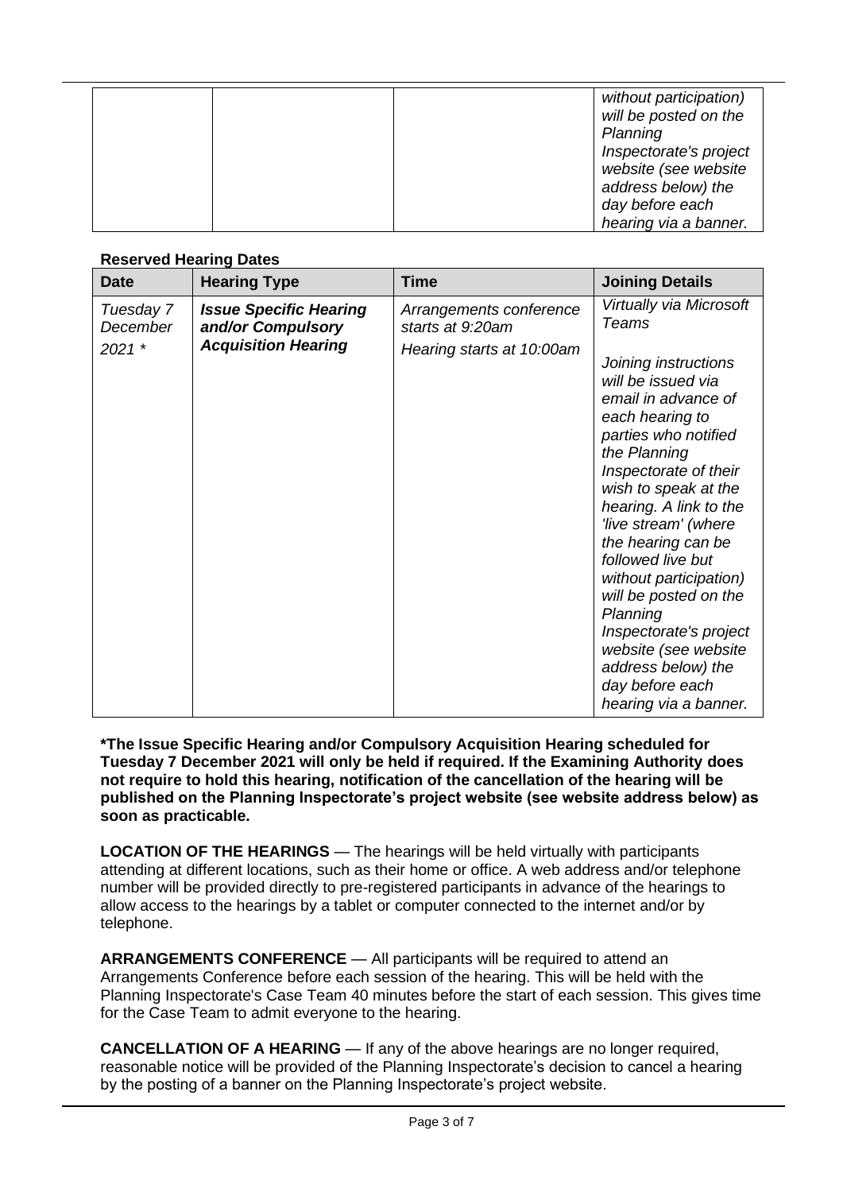| | | | without participation) will be posted on the Planning Inspectorate's project website (see website address below) the day before each hearing via a banner. |
|---|---|---|---|

**Reserved Hearing Dates**

| Date | Hearing Type | Time | Joining Details |
|---|---|---|---|
| *Tuesday 7 December 2021 ** | ***Issue Specific Hearing and/or Compulsory Acquisition Hearing*** | *Arrangements conference starts at 9:20am*<br><br>*Hearing starts at 10:00am* | *Virtually via Microsoft Teams*<br><br>*Joining instructions will be issued via email in advance of each hearing to parties who notified the Planning Inspectorate of their wish to speak at the hearing. A link to the 'live stream' (where the hearing can be followed live but without participation) will be posted on the Planning Inspectorate's project website (see website address below) the day before each hearing via a banner.* |

**\*The Issue Specific Hearing and/or Compulsory Acquisition Hearing scheduled for Tuesday 7 December 2021 will only be held if required. If the Examining Authority does not require to hold this hearing, notification of the cancellation of the hearing will be published on the Planning Inspectorate's project website (see website address below) as soon as practicable.**

**LOCATION OF THE HEARINGS** — The hearings will be held virtually with participants attending at different locations, such as their home or office. A web address and/or telephone number will be provided directly to pre-registered participants in advance of the hearings to allow access to the hearings by a tablet or computer connected to the internet and/or by telephone.

**ARRANGEMENTS CONFERENCE** — All participants will be required to attend an Arrangements Conference before each session of the hearing. This will be held with the Planning Inspectorate's Case Team 40 minutes before the start of each session. This gives time for the Case Team to admit everyone to the hearing.

**CANCELLATION OF A HEARING** — If any of the above hearings are no longer required, reasonable notice will be provided of the Planning Inspectorate's decision to cancel a hearing by the posting of a banner on the Planning Inspectorate's project website.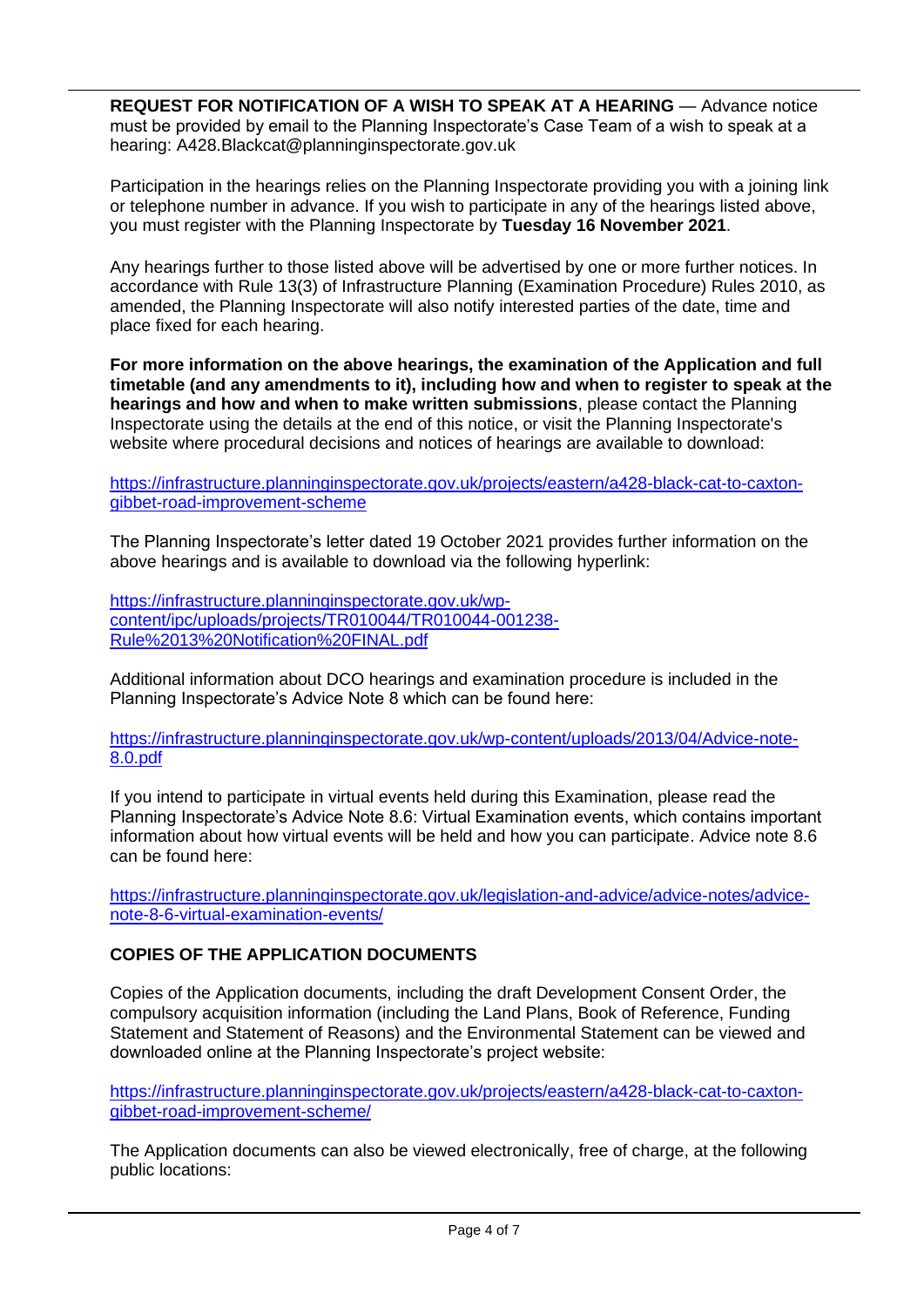**REQUEST FOR NOTIFICATION OF A WISH TO SPEAK AT A HEARING** — Advance notice must be provided by email to the Planning Inspectorate's Case Team of a wish to speak at a hearing: A428.Blackcat@planninginspectorate.gov.uk

Participation in the hearings relies on the Planning Inspectorate providing you with a joining link or telephone number in advance. If you wish to participate in any of the hearings listed above, you must register with the Planning Inspectorate by **Tuesday 16 November 2021**.

Any hearings further to those listed above will be advertised by one or more further notices. In accordance with Rule 13(3) of Infrastructure Planning (Examination Procedure) Rules 2010, as amended, the Planning Inspectorate will also notify interested parties of the date, time and place fixed for each hearing.

**For more information on the above hearings, the examination of the Application and full timetable (and any amendments to it), including how and when to register to speak at the hearings and how and when to make written submissions**, please contact the Planning Inspectorate using the details at the end of this notice, or visit the Planning Inspectorate's website where procedural decisions and notices of hearings are available to download:

https://infrastructure.planninginspectorate.gov.uk/projects/eastern/a428-black-cat-to-caxton-gibbet-road-improvement-scheme

The Planning Inspectorate's letter dated 19 October 2021 provides further information on the above hearings and is available to download via the following hyperlink:

https://infrastructure.planninginspectorate.gov.uk/wp-content/ipc/uploads/projects/TR010044/TR010044-001238-Rule%2013%20Notification%20FINAL.pdf

Additional information about DCO hearings and examination procedure is included in the Planning Inspectorate's Advice Note 8 which can be found here:

https://infrastructure.planninginspectorate.gov.uk/wp-content/uploads/2013/04/Advice-note-8.0.pdf

If you intend to participate in virtual events held during this Examination, please read the Planning Inspectorate's Advice Note 8.6: Virtual Examination events, which contains important information about how virtual events will be held and how you can participate. Advice note 8.6 can be found here:

https://infrastructure.planninginspectorate.gov.uk/legislation-and-advice/advice-notes/advice-note-8-6-virtual-examination-events/

**COPIES OF THE APPLICATION DOCUMENTS**

Copies of the Application documents, including the draft Development Consent Order, the compulsory acquisition information (including the Land Plans, Book of Reference, Funding Statement and Statement of Reasons) and the Environmental Statement can be viewed and downloaded online at the Planning Inspectorate's project website:

https://infrastructure.planninginspectorate.gov.uk/projects/eastern/a428-black-cat-to-caxton-gibbet-road-improvement-scheme/

The Application documents can also be viewed electronically, free of charge, at the following public locations: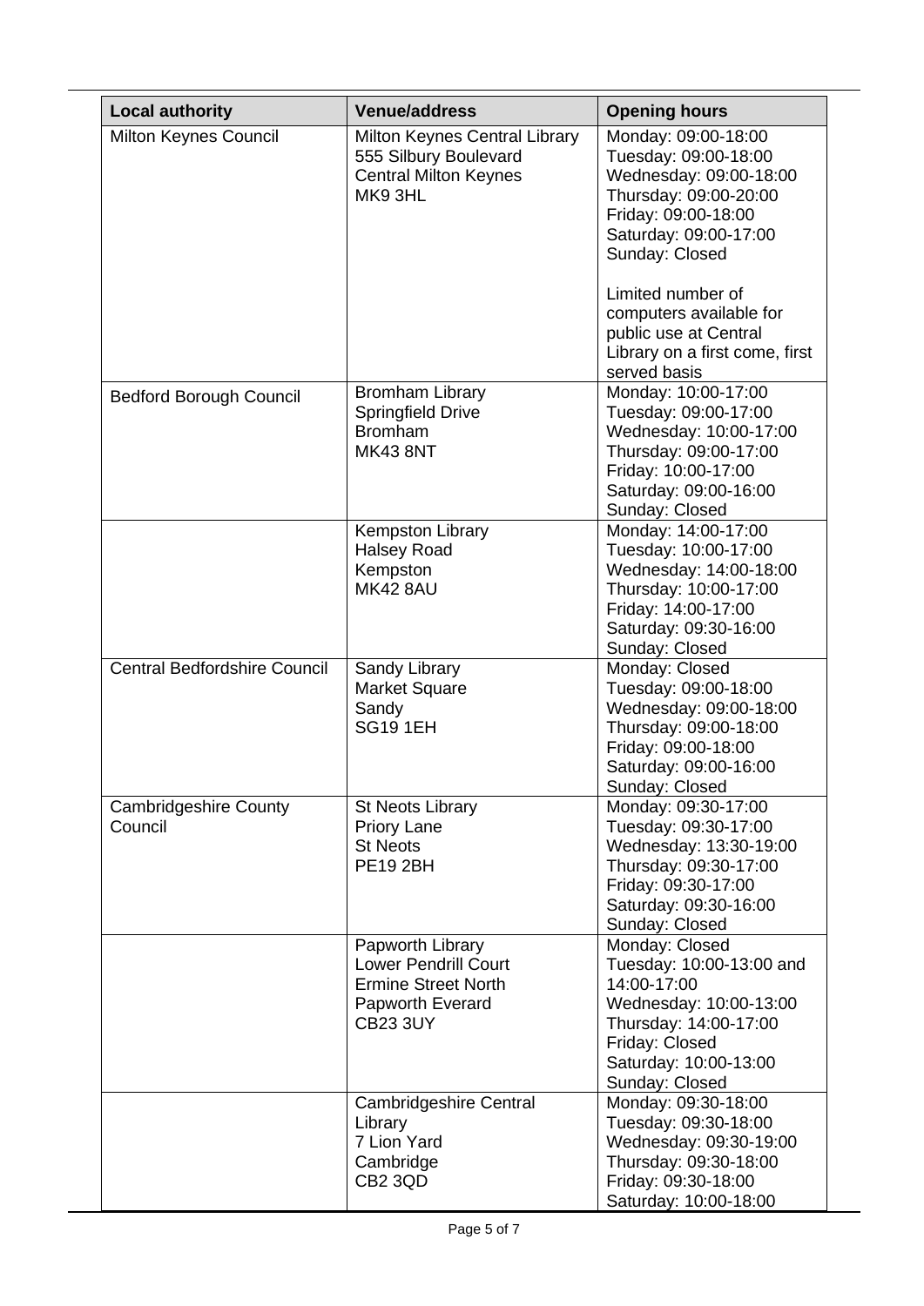| Local authority | Venue/address | Opening hours |
|---|---|---|
| Milton Keynes Council | Milton Keynes Central Library<br>555 Silbury Boulevard<br>Central Milton Keynes<br>MK9 3HL | Monday: 09:00-18:00<br>Tuesday: 09:00-18:00<br>Wednesday: 09:00-18:00<br>Thursday: 09:00-20:00<br>Friday: 09:00-18:00<br>Saturday: 09:00-17:00<br>Sunday: Closed<br><br>Limited number of computers available for public use at Central Library on a first come, first served basis |
| Bedford Borough Council | Bromham Library<br>Springfield Drive<br>Bromham<br>MK43 8NT | Monday: 10:00-17:00<br>Tuesday: 09:00-17:00<br>Wednesday: 10:00-17:00<br>Thursday: 09:00-17:00<br>Friday: 10:00-17:00<br>Saturday: 09:00-16:00<br>Sunday: Closed |
| | Kempston Library<br>Halsey Road<br>Kempston<br>MK42 8AU | Monday: 14:00-17:00<br>Tuesday: 10:00-17:00<br>Wednesday: 14:00-18:00<br>Thursday: 10:00-17:00<br>Friday: 14:00-17:00<br>Saturday: 09:30-16:00<br>Sunday: Closed |
| Central Bedfordshire Council | Sandy Library<br>Market Square<br>Sandy<br>SG19 1EH | Monday: Closed<br>Tuesday: 09:00-18:00<br>Wednesday: 09:00-18:00<br>Thursday: 09:00-18:00<br>Friday: 09:00-18:00<br>Saturday: 09:00-16:00<br>Sunday: Closed |
| Cambridgeshire County Council | St Neots Library<br>Priory Lane<br>St Neots<br>PE19 2BH | Monday: 09:30-17:00<br>Tuesday: 09:30-17:00<br>Wednesday: 13:30-19:00<br>Thursday: 09:30-17:00<br>Friday: 09:30-17:00<br>Saturday: 09:30-16:00<br>Sunday: Closed |
| | Papworth Library<br>Lower Pendrill Court<br>Ermine Street North<br>Papworth Everard<br>CB23 3UY | Monday: Closed<br>Tuesday: 10:00-13:00 and 14:00-17:00<br>Wednesday: 10:00-13:00<br>Thursday: 14:00-17:00<br>Friday: Closed<br>Saturday: 10:00-13:00<br>Sunday: Closed |
| | Cambridgeshire Central Library<br>7 Lion Yard<br>Cambridge<br>CB2 3QD | Monday: 09:30-18:00<br>Tuesday: 09:30-18:00<br>Wednesday: 09:30-19:00<br>Thursday: 09:30-18:00<br>Friday: 09:30-18:00<br>Saturday: 10:00-18:00 |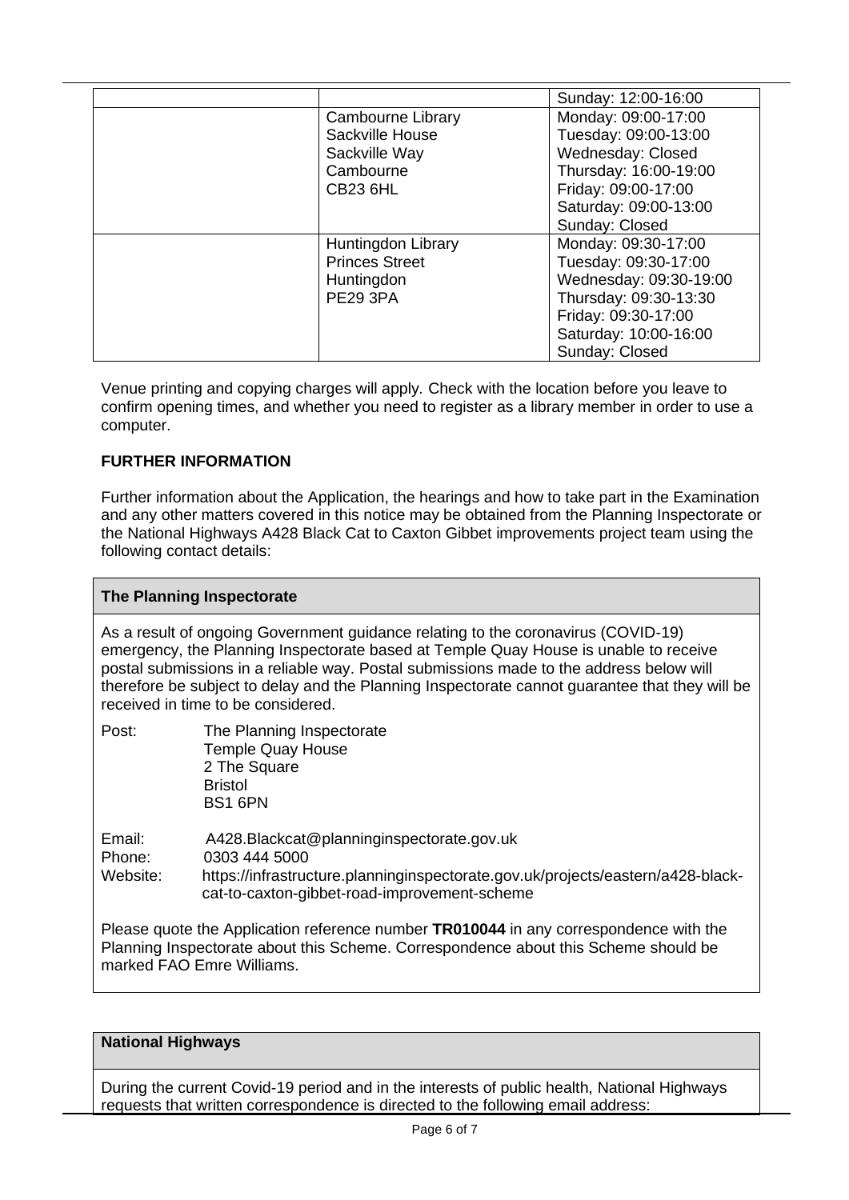| | | |
|---|---|---|
| | | Sunday: 12:00-16:00 |
| | Cambourne Library<br>Sackville House<br>Sackville Way<br>Cambourne<br>CB23 6HL | Monday: 09:00-17:00<br>Tuesday: 09:00-13:00<br>Wednesday: Closed<br>Thursday: 16:00-19:00<br>Friday: 09:00-17:00<br>Saturday: 09:00-13:00<br>Sunday: Closed |
| | Huntingdon Library<br>Princes Street<br>Huntingdon<br>PE29 3PA | Monday: 09:30-17:00<br>Tuesday: 09:30-17:00<br>Wednesday: 09:30-19:00<br>Thursday: 09:30-13:30<br>Friday: 09:30-17:00<br>Saturday: 10:00-16:00<br>Sunday: Closed |

Venue printing and copying charges will apply. Check with the location before you leave to confirm opening times, and whether you need to register as a library member in order to use a computer.

**FURTHER INFORMATION**

Further information about the Application, the hearings and how to take part in the Examination and any other matters covered in this notice may be obtained from the Planning Inspectorate or the National Highways A428 Black Cat to Caxton Gibbet improvements project team using the following contact details:

**The Planning Inspectorate**

As a result of ongoing Government guidance relating to the coronavirus (COVID-19) emergency, the Planning Inspectorate based at Temple Quay House is unable to receive postal submissions in a reliable way. Postal submissions made to the address below will therefore be subject to delay and the Planning Inspectorate cannot guarantee that they will be received in time to be considered.

Post: The Planning Inspectorate
Temple Quay House
2 The Square
Bristol
BS1 6PN

Email: A428.Blackcat@planninginspectorate.gov.uk
Phone: 0303 444 5000
Website: https://infrastructure.planninginspectorate.gov.uk/projects/eastern/a428-black-cat-to-caxton-gibbet-road-improvement-scheme

Please quote the Application reference number **TR010044** in any correspondence with the Planning Inspectorate about this Scheme. Correspondence about this Scheme should be marked FAO Emre Williams.

**National Highways**

During the current Covid-19 period and in the interests of public health, National Highways requests that written correspondence is directed to the following email address: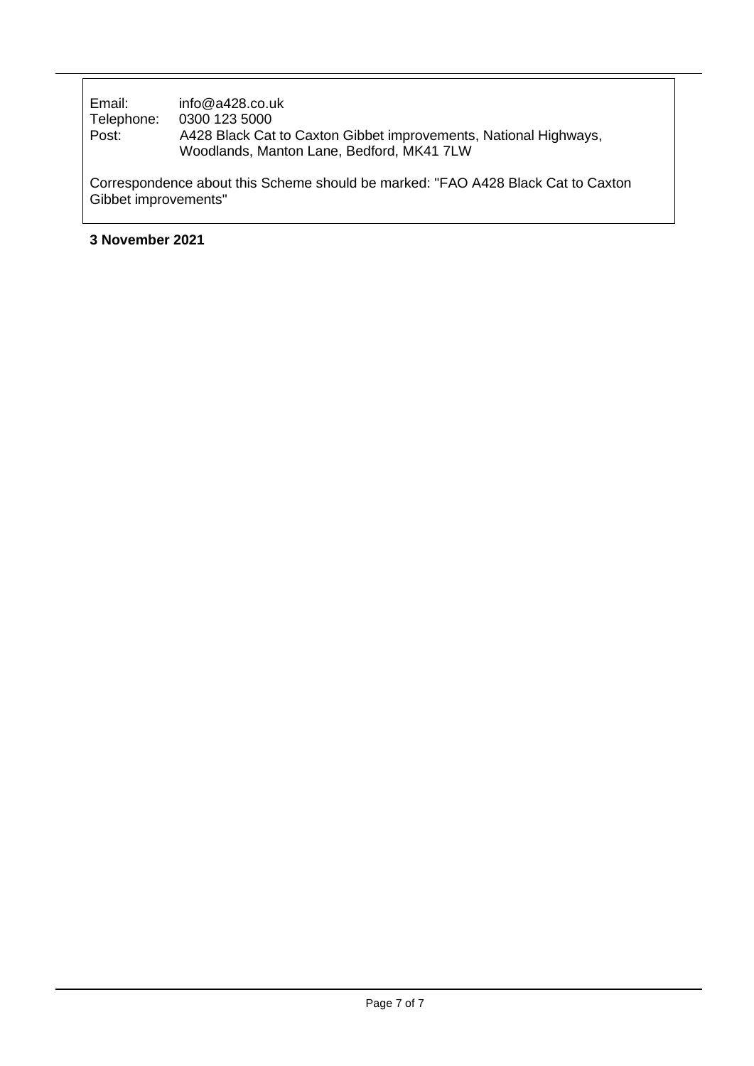Email: info@a428.co.uk
Telephone: 0300 123 5000
Post: A428 Black Cat to Caxton Gibbet improvements, National Highways, Woodlands, Manton Lane, Bedford, MK41 7LW

Correspondence about this Scheme should be marked: "FAO A428 Black Cat to Caxton Gibbet improvements"

**3 November 2021**